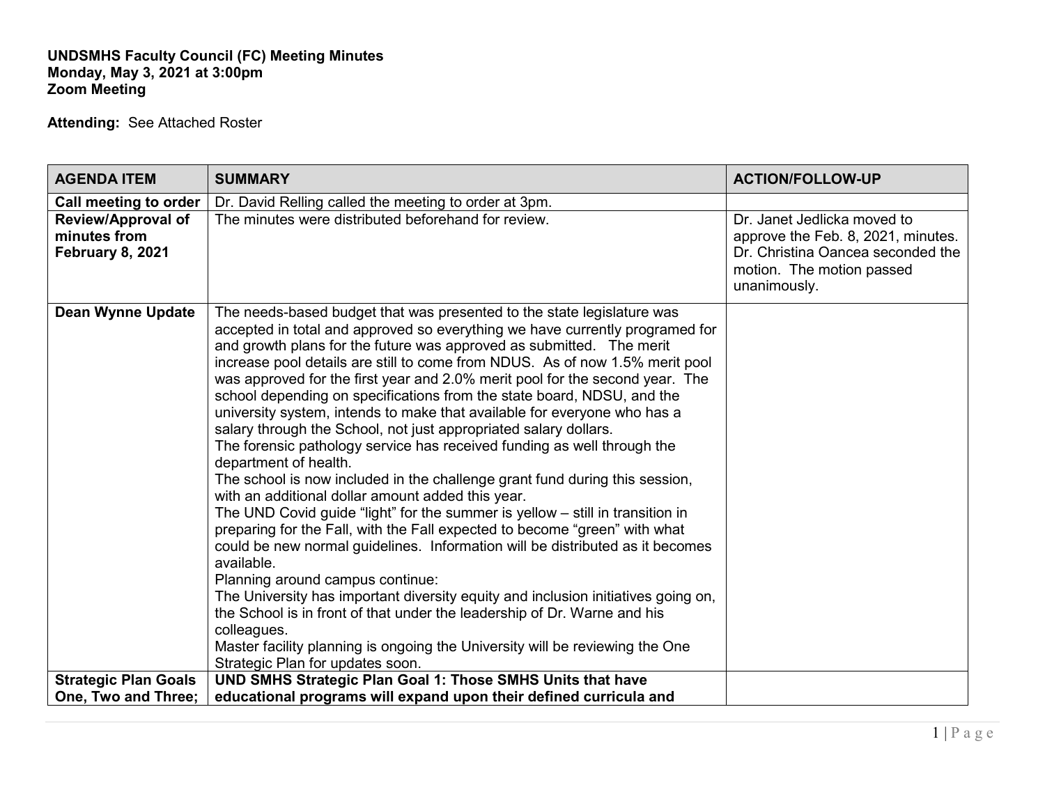**UNDSMHS Faculty Council (FC) Meeting Minutes**
**Monday, May 3, 2021 at 3:00pm**
**Zoom Meeting**

**Attending:** See Attached Roster

| AGENDA ITEM | SUMMARY | ACTION/FOLLOW-UP |
|---|---|---|
| **Call meeting to order** | Dr. David Relling called the meeting to order at 3pm. | |
| **Review/Approval of minutes from February 8, 2021** | The minutes were distributed beforehand for review. | Dr. Janet Jedlicka moved to approve the Feb. 8, 2021, minutes. Dr. Christina Oancea seconded the motion. The motion passed unanimously. |
| **Dean Wynne Update** | The needs-based budget that was presented to the state legislature was accepted in total and approved so everything we have currently programed for and growth plans for the future was approved as submitted. The merit increase pool details are still to come from NDUS. As of now 1.5% merit pool was approved for the first year and 2.0% merit pool for the second year. The school depending on specifications from the state board, NDSU, and the university system, intends to make that available for everyone who has a salary through the School, not just appropriated salary dollars.<br>The forensic pathology service has received funding as well through the department of health.<br>The school is now included in the challenge grant fund during this session, with an additional dollar amount added this year.<br>The UND Covid guide "light" for the summer is yellow – still in transition in preparing for the Fall, with the Fall expected to become "green" with what could be new normal guidelines. Information will be distributed as it becomes available.<br>Planning around campus continue:<br>The University has important diversity equity and inclusion initiatives going on, the School is in front of that under the leadership of Dr. Warne and his colleagues.<br>Master facility planning is ongoing the University will be reviewing the One Strategic Plan for updates soon. | |
| **Strategic Plan Goals One, Two and Three;** | **UND SMHS Strategic Plan Goal 1: Those SMHS Units that have educational programs will expand upon their defined curricula and** | |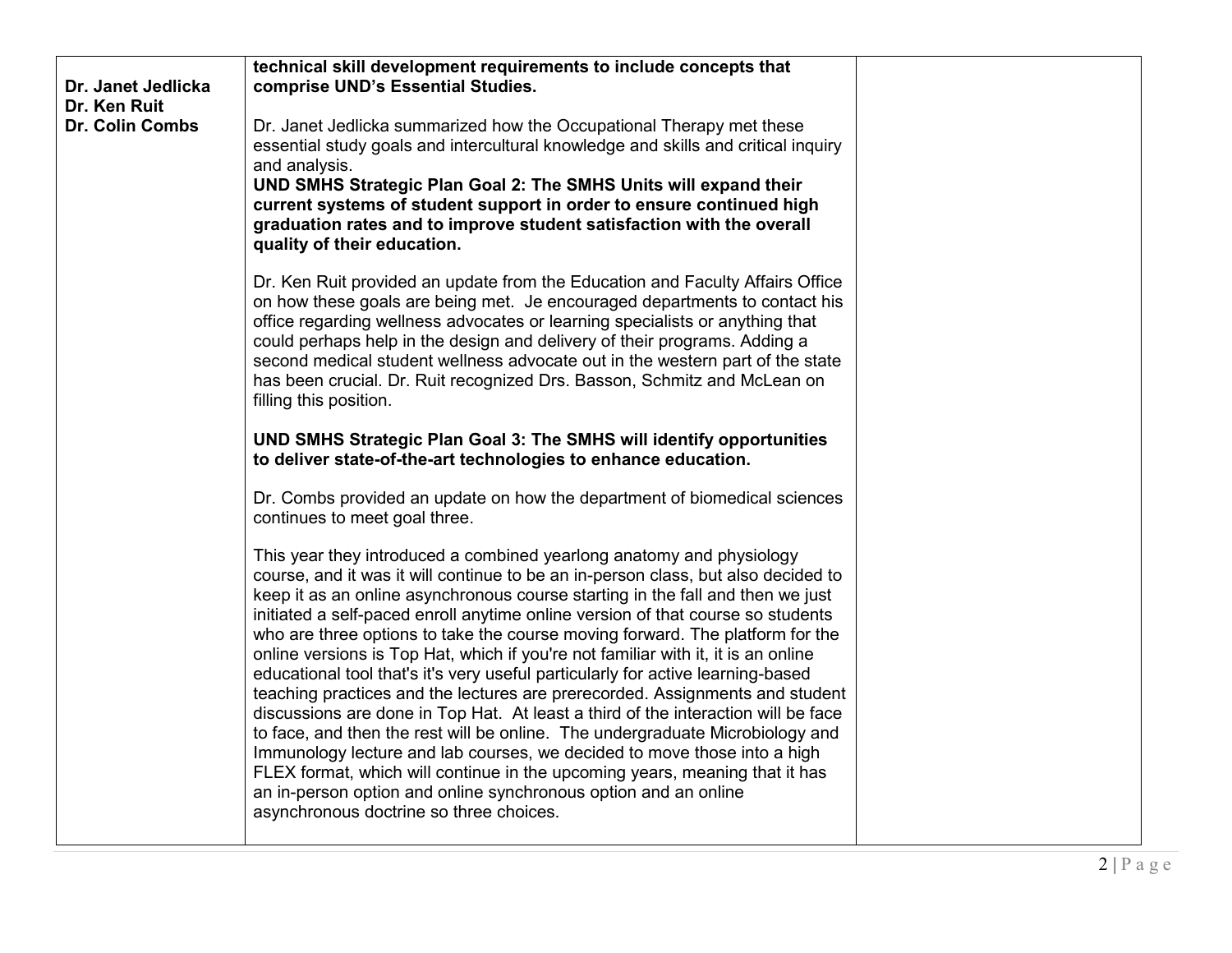| | | |
|---|---|---|
| **Dr. Janet Jedlicka**<br>**Dr. Ken Ruit**<br>**Dr. Colin Combs** | **technical skill development requirements to include concepts that comprise UND's Essential Studies.**<br><br>Dr. Janet Jedlicka summarized how the Occupational Therapy met these essential study goals and intercultural knowledge and skills and critical inquiry and analysis.<br>**UND SMHS Strategic Plan Goal 2: The SMHS Units will expand their current systems of student support in order to ensure continued high graduation rates and to improve student satisfaction with the overall quality of their education.**<br><br>Dr. Ken Ruit provided an update from the Education and Faculty Affairs Office on how these goals are being met. Je encouraged departments to contact his office regarding wellness advocates or learning specialists or anything that could perhaps help in the design and delivery of their programs. Adding a second medical student wellness advocate out in the western part of the state has been crucial. Dr. Ruit recognized Drs. Basson, Schmitz and McLean on filling this position.<br><br>**UND SMHS Strategic Plan Goal 3: The SMHS will identify opportunities to deliver state-of-the-art technologies to enhance education.**<br><br>Dr. Combs provided an update on how the department of biomedical sciences continues to meet goal three.<br><br>This year they introduced a combined yearlong anatomy and physiology course, and it was it will continue to be an in-person class, but also decided to keep it as an online asynchronous course starting in the fall and then we just initiated a self-paced enroll anytime online version of that course so students who are three options to take the course moving forward. The platform for the online versions is Top Hat, which if you're not familiar with it, it is an online educational tool that's it's very useful particularly for active learning-based teaching practices and the lectures are prerecorded. Assignments and student discussions are done in Top Hat. At least a third of the interaction will be face to face, and then the rest will be online. The undergraduate Microbiology and Immunology lecture and lab courses, we decided to move those into a high FLEX format, which will continue in the upcoming years, meaning that it has an in-person option and online synchronous option and an online asynchronous doctrine so three choices. | |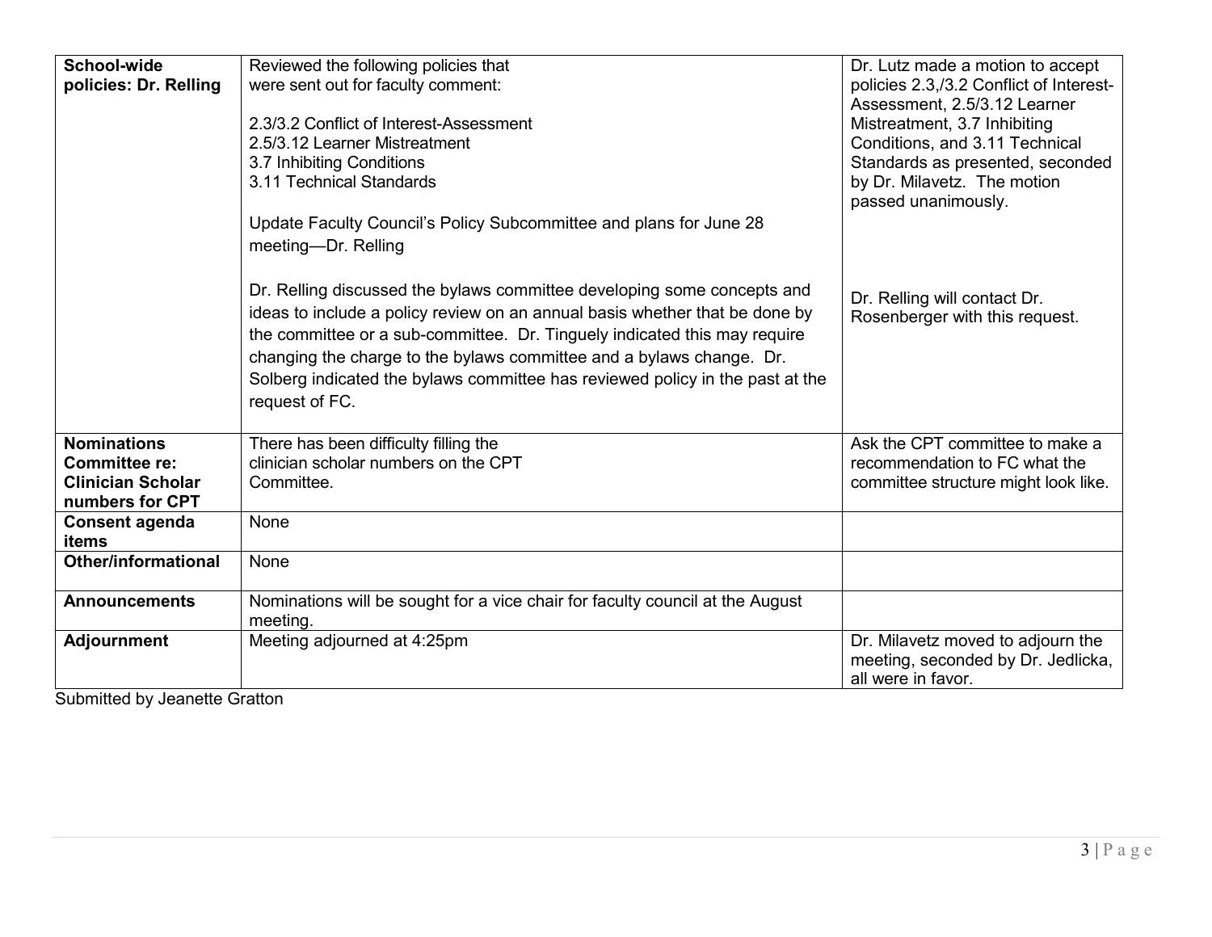| | | |
|---|---|---|
| **School-wide policies: Dr. Relling** | Reviewed the following policies that were sent out for faculty comment:<br><br>2.3/3.2 Conflict of Interest-Assessment<br>2.5/3.12 Learner Mistreatment<br>3.7 Inhibiting Conditions<br>3.11 Technical Standards<br><br>Update Faculty Council's Policy Subcommittee and plans for June 28 meeting—Dr. Relling<br><br>Dr. Relling discussed the bylaws committee developing some concepts and ideas to include a policy review on an annual basis whether that be done by the committee or a sub-committee. Dr. Tinguely indicated this may require changing the charge to the bylaws committee and a bylaws change. Dr. Solberg indicated the bylaws committee has reviewed policy in the past at the request of FC. | Dr. Lutz made a motion to accept policies 2.3,/3.2 Conflict of Interest-Assessment, 2.5/3.12 Learner Mistreatment, 3.7 Inhibiting Conditions, and 3.11 Technical Standards as presented, seconded by Dr. Milavetz. The motion passed unanimously.<br><br>Dr. Relling will contact Dr. Rosenberger with this request. |
| **Nominations Committee re: Clinician Scholar numbers for CPT** | There has been difficulty filling the clinician scholar numbers on the CPT Committee. | Ask the CPT committee to make a recommendation to FC what the committee structure might look like. |
| **Consent agenda items** | None | |
| **Other/informational** | None | |
| **Announcements** | Nominations will be sought for a vice chair for faculty council at the August meeting. | |
| **Adjournment** | Meeting adjourned at 4:25pm | Dr. Milavetz moved to adjourn the meeting, seconded by Dr. Jedlicka, all were in favor. |

Submitted by Jeanette Gratton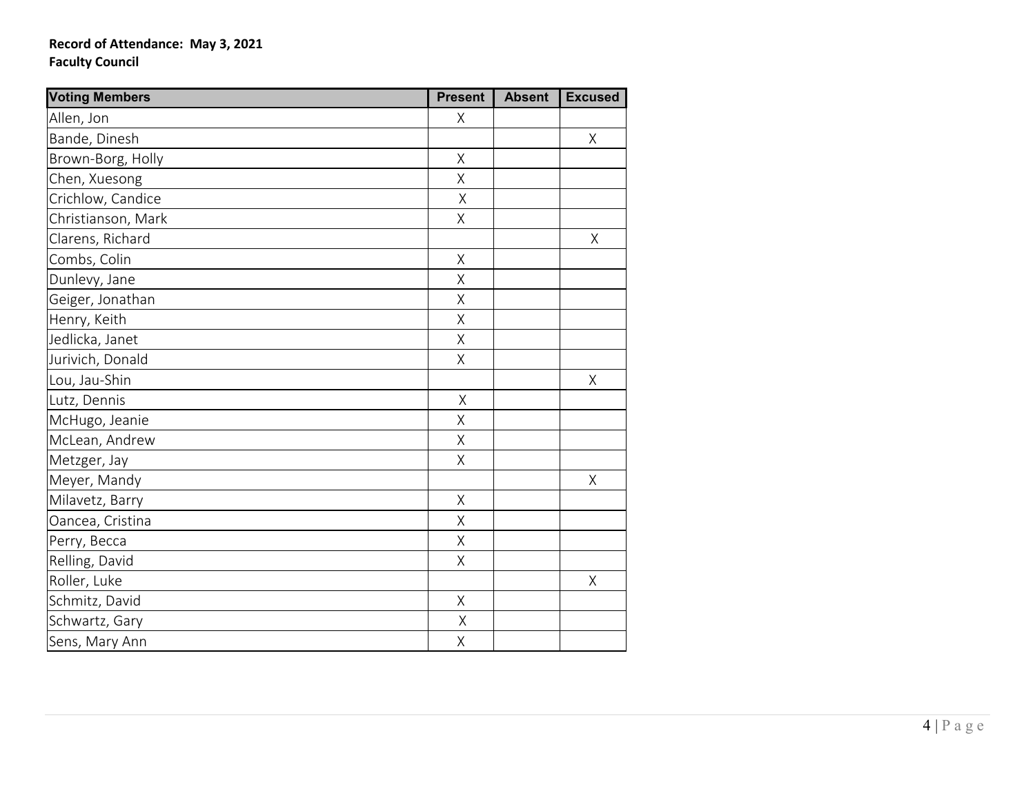**Record of Attendance: May 3, 2021**
**Faculty Council**

| Voting Members | Present | Absent | Excused |
|---|---|---|---|
| Allen, Jon | X | | |
| Bande, Dinesh | | | X |
| Brown-Borg, Holly | X | | |
| Chen, Xuesong | X | | |
| Crichlow, Candice | X | | |
| Christianson, Mark | X | | |
| Clarens, Richard | | | X |
| Combs, Colin | X | | |
| Dunlevy, Jane | X | | |
| Geiger, Jonathan | X | | |
| Henry, Keith | X | | |
| Jedlicka, Janet | X | | |
| Jurivich, Donald | X | | |
| Lou, Jau-Shin | | | X |
| Lutz, Dennis | X | | |
| McHugo, Jeanie | X | | |
| McLean, Andrew | X | | |
| Metzger, Jay | X | | |
| Meyer, Mandy | | | X |
| Milavetz, Barry | X | | |
| Oancea, Cristina | X | | |
| Perry, Becca | X | | |
| Relling, David | X | | |
| Roller, Luke | | | X |
| Schmitz, David | X | | |
| Schwartz, Gary | X | | |
| Sens, Mary Ann | X | | |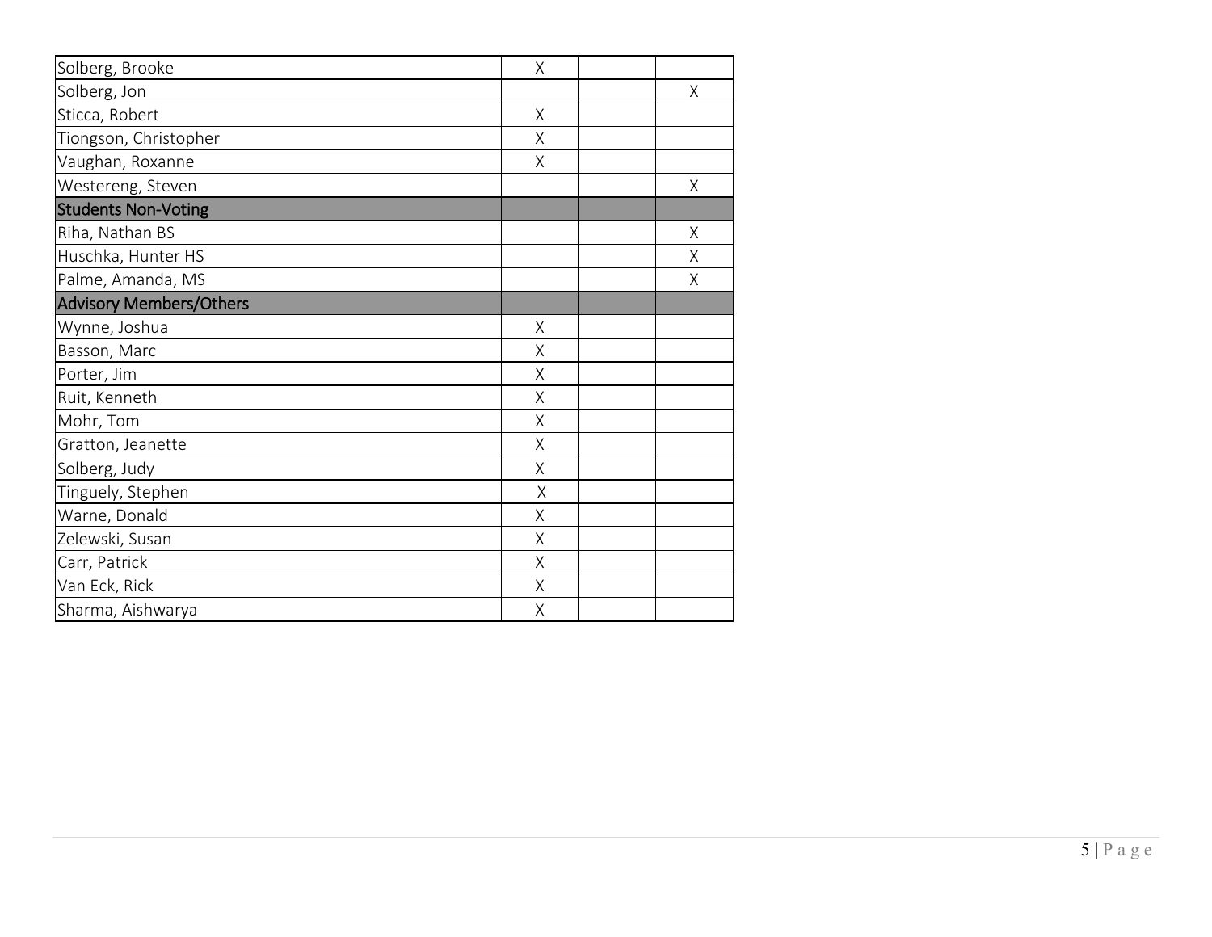| | | | |
|---|---|---|---|
| Solberg, Brooke | X | | |
| Solberg, Jon | | | X |
| Sticca, Robert | X | | |
| Tiongson, Christopher | X | | |
| Vaughan, Roxanne | X | | |
| Westereng, Steven | | | X |
| **Students Non-Voting** | | | |
| Riha, Nathan BS | | | X |
| Huschka, Hunter HS | | | X |
| Palme, Amanda, MS | | | X |
| **Advisory Members/Others** | | | |
| Wynne, Joshua | X | | |
| Basson, Marc | X | | |
| Porter, Jim | X | | |
| Ruit, Kenneth | X | | |
| Mohr, Tom | X | | |
| Gratton, Jeanette | X | | |
| Solberg, Judy | X | | |
| Tinguely, Stephen | X | | |
| Warne, Donald | X | | |
| Zelewski, Susan | X | | |
| Carr, Patrick | X | | |
| Van Eck, Rick | X | | |
| Sharma, Aishwarya | X | | |